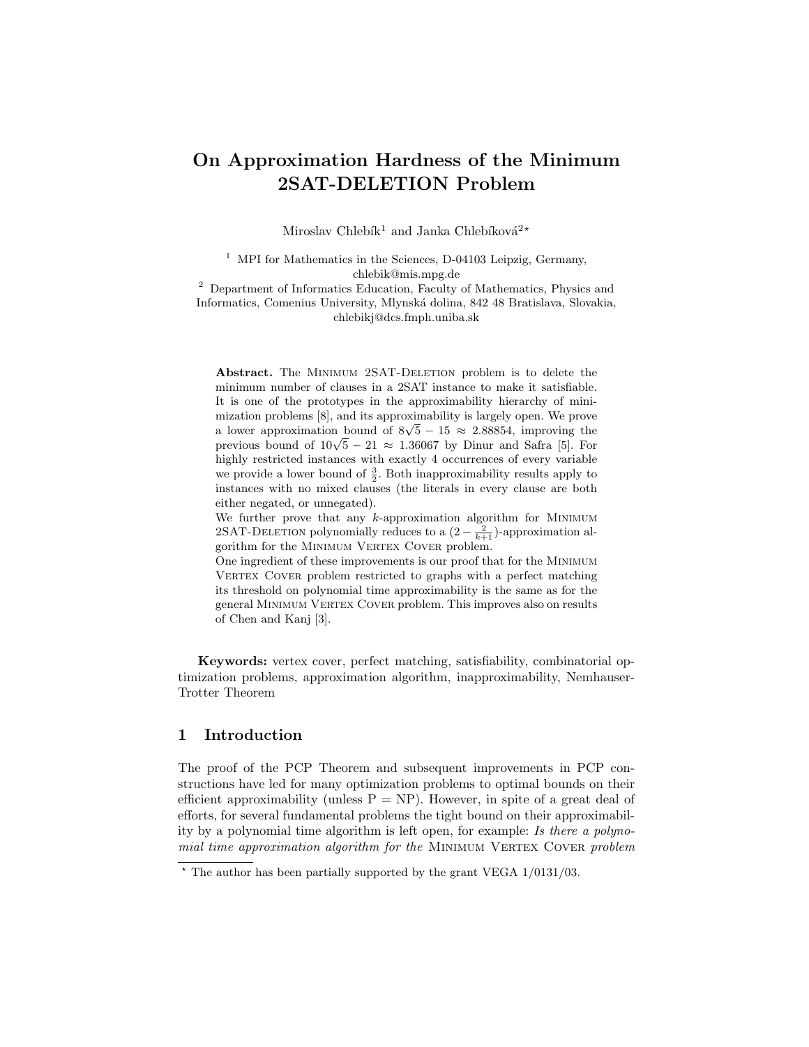# On Approximation Hardness of the Minimum 2SAT-DELETION Problem

Miroslav Chlebík[1] and Janka Chlebíková[2]*

[1] MPI for Mathematics in the Sciences, D-04103 Leipzig, Germany, chlebik@mis.mpg.de

[2] Department of Informatics Education, Faculty of Mathematics, Physics and Informatics, Comenius University, Mlynská dolina, 842 48 Bratislava, Slovakia, chlebikj@dcs.fmph.uniba.sk

**Abstract.** The Minimum 2SAT-Deletion problem is to delete the minimum number of clauses in a 2SAT instance to make it satisfiable. It is one of the prototypes in the approximability hierarchy of minimization problems [8], and its approximability is largely open. We prove a lower approximation bound of $8\sqrt{5} - 15 \approx 2.88854$, improving the previous bound of $10\sqrt{5} - 21 \approx 1.36067$ by Dinur and Safra [5]. For highly restricted instances with exactly 4 occurrences of every variable we provide a lower bound of $\frac{3}{2}$. Both inapproximability results apply to instances with no mixed clauses (the literals in every clause are both either negated, or unnegated).

We further prove that any $k$-approximation algorithm for Minimum 2SAT-Deletion polynomially reduces to a $(2 - \frac{2}{k+1})$-approximation algorithm for the Minimum Vertex Cover problem.

One ingredient of these improvements is our proof that for the Minimum Vertex Cover problem restricted to graphs with a perfect matching its threshold on polynomial time approximability is the same as for the general Minimum Vertex Cover problem. This improves also on results of Chen and Kanj [3].

**Keywords:** vertex cover, perfect matching, satisfiability, combinatorial optimization problems, approximation algorithm, inapproximability, Nemhauser-Trotter Theorem

## 1 Introduction

The proof of the PCP Theorem and subsequent improvements in PCP constructions have led for many optimization problems to optimal bounds on their efficient approximability (unless P = NP). However, in spite of a great deal of efforts, for several fundamental problems the tight bound on their approximability by a polynomial time algorithm is left open, for example: *Is there a polynomial time approximation algorithm for the* Minimum Vertex Cover *problem*

* The author has been partially supported by the grant VEGA 1/0131/03.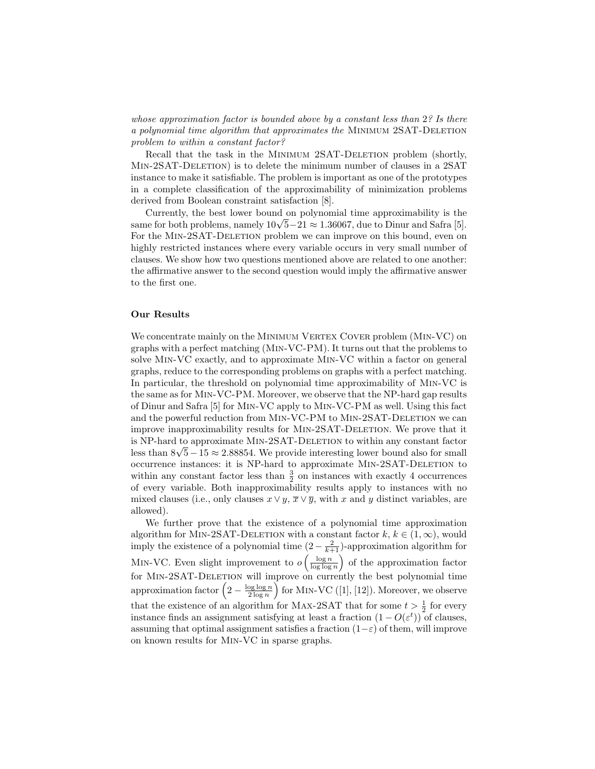*whose approximation factor is bounded above by a constant less than 2? Is there a polynomial time algorithm that approximates the* Minimum 2SAT-Deletion *problem to within a constant factor?*

Recall that the task in the Minimum 2SAT-Deletion problem (shortly, Min-2SAT-Deletion) is to delete the minimum number of clauses in a 2SAT instance to make it satisfiable. The problem is important as one of the prototypes in a complete classification of the approximability of minimization problems derived from Boolean constraint satisfaction [8].

Currently, the best lower bound on polynomial time approximability is the same for both problems, namely $10\sqrt{5}-21 \approx 1.36067$, due to Dinur and Safra [5]. For the Min-2SAT-Deletion problem we can improve on this bound, even on highly restricted instances where every variable occurs in very small number of clauses. We show how two questions mentioned above are related to one another: the affirmative answer to the second question would imply the affirmative answer to the first one.

### Our Results

We concentrate mainly on the Minimum Vertex Cover problem (Min-VC) on graphs with a perfect matching (Min-VC-PM). It turns out that the problems to solve Min-VC exactly, and to approximate Min-VC within a factor on general graphs, reduce to the corresponding problems on graphs with a perfect matching. In particular, the threshold on polynomial time approximability of Min-VC is the same as for Min-VC-PM. Moreover, we observe that the NP-hard gap results of Dinur and Safra [5] for Min-VC apply to Min-VC-PM as well. Using this fact and the powerful reduction from Min-VC-PM to Min-2SAT-Deletion we can improve inapproximability results for Min-2SAT-Deletion. We prove that it is NP-hard to approximate Min-2SAT-Deletion to within any constant factor less than $8\sqrt{5}-15 \approx 2.88854$. We provide interesting lower bound also for small occurrence instances: it is NP-hard to approximate Min-2SAT-Deletion to within any constant factor less than $\frac{3}{2}$ on instances with exactly 4 occurrences of every variable. Both inapproximability results apply to instances with no mixed clauses (i.e., only clauses $x \vee y$, $\overline{x} \vee \overline{y}$, with $x$ and $y$ distinct variables, are allowed).

We further prove that the existence of a polynomial time approximation algorithm for Min-2SAT-Deletion with a constant factor $k$, $k \in (1, \infty)$, would imply the existence of a polynomial time $(2 - \frac{2}{k+1})$-approximation algorithm for Min-VC. Even slight improvement to $o\left(\frac{\log n}{\log \log n}\right)$ of the approximation factor for Min-2SAT-Deletion will improve on currently the best polynomial time approximation factor $\left(2 - \frac{\log \log n}{2 \log n}\right)$ for Min-VC ([1], [12]). Moreover, we observe that the existence of an algorithm for Max-2SAT that for some $t > \frac{1}{2}$ for every instance finds an assignment satisfying at least a fraction $(1 - O(\varepsilon^t))$ of clauses, assuming that optimal assignment satisfies a fraction $(1-\varepsilon)$ of them, will improve on known results for Min-VC in sparse graphs.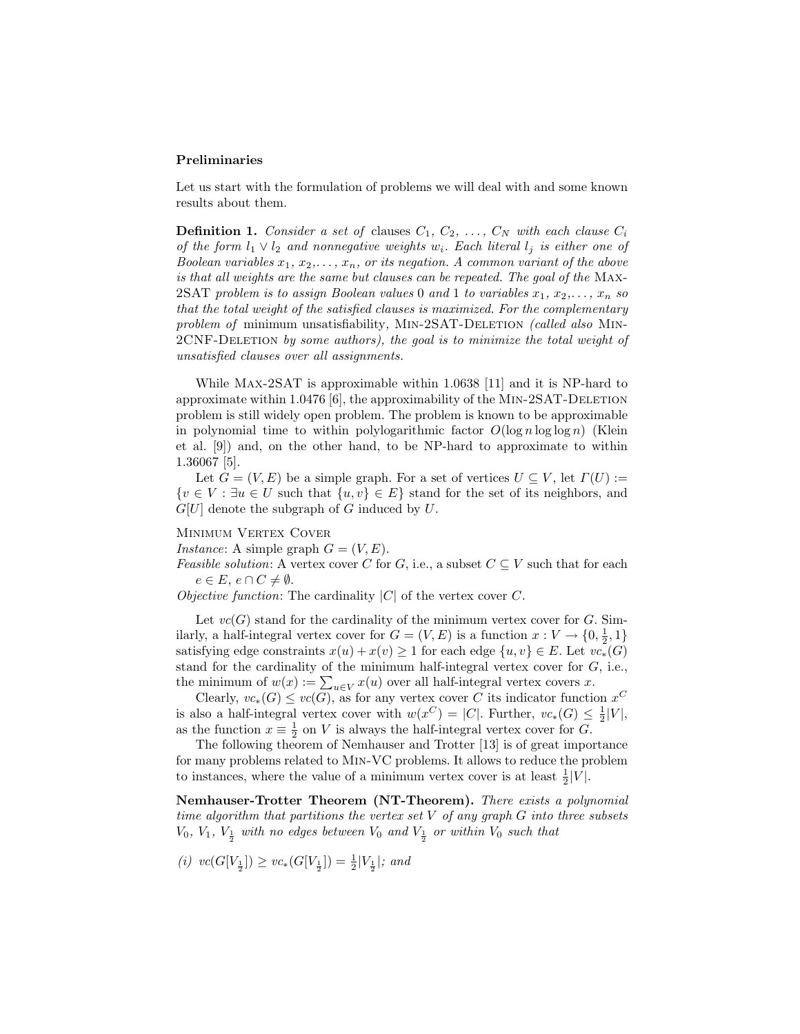**Preliminaries**

Let us start with the formulation of problems we will deal with and some known results about them.

**Definition 1.** *Consider a set of* clauses $C_1, C_2, \ldots, C_N$ *with each clause* $C_i$ *of the form* $l_1 \vee l_2$ *and nonnegative weights* $w_i$*. Each literal* $l_j$ *is either one of Boolean variables* $x_1, x_2, \ldots, x_n$*, or its negation. A common variant of the above is that all weights are the same but clauses can be repeated. The goal of the* Max-2SAT *problem is to assign Boolean values* 0 *and* 1 *to variables* $x_1, x_2, \ldots, x_n$ *so that the total weight of the satisfied clauses is maximized. For the complementary problem of* minimum unsatisfiability*,* Min-2SAT-Deletion *(called also* Min-2CNF-Deletion *by some authors), the goal is to minimize the total weight of unsatisfied clauses over all assignments.*

While Max-2SAT is approximable within 1.0638 [11] and it is NP-hard to approximate within 1.0476 [6], the approximability of the Min-2SAT-Deletion problem is still widely open problem. The problem is known to be approximable in polynomial time to within polylogarithmic factor $O(\log n \log\log n)$ (Klein et al. [9]) and, on the other hand, to be NP-hard to approximate to within 1.36067 [5].

Let $G = (V, E)$ be a simple graph. For a set of vertices $U \subseteq V$, let $\Gamma(U) := \{v \in V : \exists u \in U \text{ such that } \{u, v\} \in E\}$ stand for the set of its neighbors, and $G[U]$ denote the subgraph of $G$ induced by $U$.

Minimum Vertex Cover
*Instance*: A simple graph $G = (V, E)$.
*Feasible solution*: A vertex cover $C$ for $G$, i.e., a subset $C \subseteq V$ such that for each $e \in E$, $e \cap C \neq \emptyset$.
*Objective function*: The cardinality $|C|$ of the vertex cover $C$.

Let $vc(G)$ stand for the cardinality of the minimum vertex cover for $G$. Similarly, a half-integral vertex cover for $G = (V, E)$ is a function $x : V \to \{0, \frac{1}{2}, 1\}$ satisfying edge constraints $x(u) + x(v) \geq 1$ for each edge $\{u, v\} \in E$. Let $vc_*(G)$ stand for the cardinality of the minimum half-integral vertex cover for $G$, i.e., the minimum of $w(x) := \sum_{u \in V} x(u)$ over all half-integral vertex covers $x$.

Clearly, $vc_*(G) \leq vc(G)$, as for any vertex cover $C$ its indicator function $x^C$ is also a half-integral vertex cover with $w(x^C) = |C|$. Further, $vc_*(G) \leq \frac{1}{2}|V|$, as the function $x \equiv \frac{1}{2}$ on $V$ is always the half-integral vertex cover for $G$.

The following theorem of Nemhauser and Trotter [13] is of great importance for many problems related to Min-VC problems. It allows to reduce the problem to instances, where the value of a minimum vertex cover is at least $\frac{1}{2}|V|$.

**Nemhauser-Trotter Theorem (NT-Theorem).** *There exists a polynomial time algorithm that partitions the vertex set* $V$ *of any graph* $G$ *into three subsets* $V_0$*,* $V_1$*,* $V_{\frac{1}{2}}$ *with no edges between* $V_0$ *and* $V_{\frac{1}{2}}$ *or within* $V_0$ *such that*

*(i)* $vc(G[V_{\frac{1}{2}}]) \geq vc_*(G[V_{\frac{1}{2}}]) = \frac{1}{2}|V_{\frac{1}{2}}|$*; and*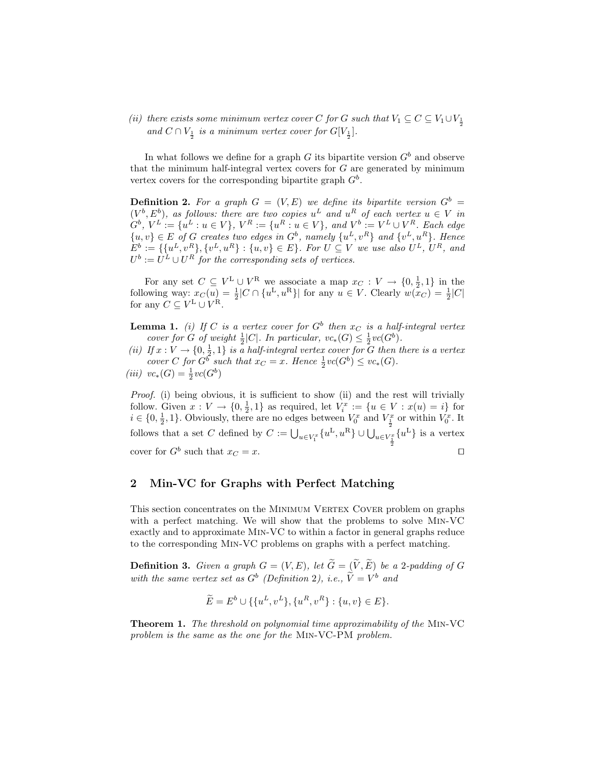*(ii) there exists some minimum vertex cover $C$ for $G$ such that $V_1 \subseteq C \subseteq V_1 \cup V_{\frac{1}{2}}$ and $C \cap V_{\frac{1}{2}}$ is a minimum vertex cover for $G[V_{\frac{1}{2}}]$.*

In what follows we define for a graph $G$ its bipartite version $G^b$ and observe that the minimum half-integral vertex covers for $G$ are generated by minimum vertex covers for the corresponding bipartite graph $G^b$.

**Definition 2.** *For a graph $G = (V, E)$ we define its bipartite version $G^b = (V^b, E^b)$, as follows: there are two copies $u^L$ and $u^R$ of each vertex $u \in V$ in $G^b$, $V^L := \{u^L : u \in V\}$, $V^R := \{u^R : u \in V\}$, and $V^b := V^L \cup V^R$. Each edge $\{u, v\} \in E$ of $G$ creates two edges in $G^b$, namely $\{u^L, v^R\}$ and $\{v^L, u^R\}$. Hence $E^b := \{\{u^L, v^R\}, \{v^L, u^R\} : \{u, v\} \in E\}$. For $U \subseteq V$ we use also $U^L$, $U^R$, and $U^b := U^L \cup U^R$ for the corresponding sets of vertices.*

For any set $C \subseteq V^{\mathrm{L}} \cup V^{\mathrm{R}}$ we associate a map $x_C : V \to \{0, \frac{1}{2}, 1\}$ in the following way: $x_C(u) = \frac{1}{2}|C \cap \{u^{\mathrm{L}}, u^{\mathrm{R}}\}|$ for any $u \in V$. Clearly $w(x_C) = \frac{1}{2}|C|$ for any $C \subseteq V^{\mathrm{L}} \cup V^{\mathrm{R}}$.

**Lemma 1.** *(i) If $C$ is a vertex cover for $G^b$ then $x_C$ is a half-integral vertex cover for $G$ of weight $\frac{1}{2}|C|$. In particular, $vc_*(G) \leq \frac{1}{2}vc(G^b)$.*
*(ii) If $x : V \to \{0, \frac{1}{2}, 1\}$ is a half-integral vertex cover for $G$ then there is a vertex cover $C$ for $G^b$ such that $x_C = x$. Hence $\frac{1}{2}vc(G^b) \leq vc_*(G)$.*
*(iii) $vc_*(G) = \frac{1}{2}vc(G^b)$*

*Proof.* (i) being obvious, it is sufficient to show (ii) and the rest will trivially follow. Given $x : V \to \{0, \frac{1}{2}, 1\}$ as required, let $V_i^x := \{u \in V : x(u) = i\}$ for $i \in \{0, \frac{1}{2}, 1\}$. Obviously, there are no edges between $V_0^x$ and $V_{\frac{1}{2}}^x$ or within $V_0^x$. It follows that a set $C$ defined by $C := \bigcup_{u \in V_1^x} \{u^{\mathrm{L}}, u^{\mathrm{R}}\} \cup \bigcup_{u \in V_{\frac{1}{2}}^x} \{u^{\mathrm{L}}\}$ is a vertex cover for $G^b$ such that $x_C = x$. $\square$

## 2 Min-VC for Graphs with Perfect Matching

This section concentrates on the Minimum Vertex Cover problem on graphs with a perfect matching. We will show that the problems to solve Min-VC exactly and to approximate Min-VC to within a factor in general graphs reduce to the corresponding Min-VC problems on graphs with a perfect matching.

**Definition 3.** *Given a graph $G = (V, E)$, let $\widetilde{G} = (\widetilde{V}, \widetilde{E})$ be a 2-padding of $G$ with the same vertex set as $G^b$ (Definition 2), i.e., $\widetilde{V} = V^b$ and*

$$\widetilde{E} = E^b \cup \{\{u^L, v^L\}, \{u^R, v^R\} : \{u, v\} \in E\}.$$

**Theorem 1.** *The threshold on polynomial time approximability of the Min-VC problem is the same as the one for the Min-VC-PM problem.*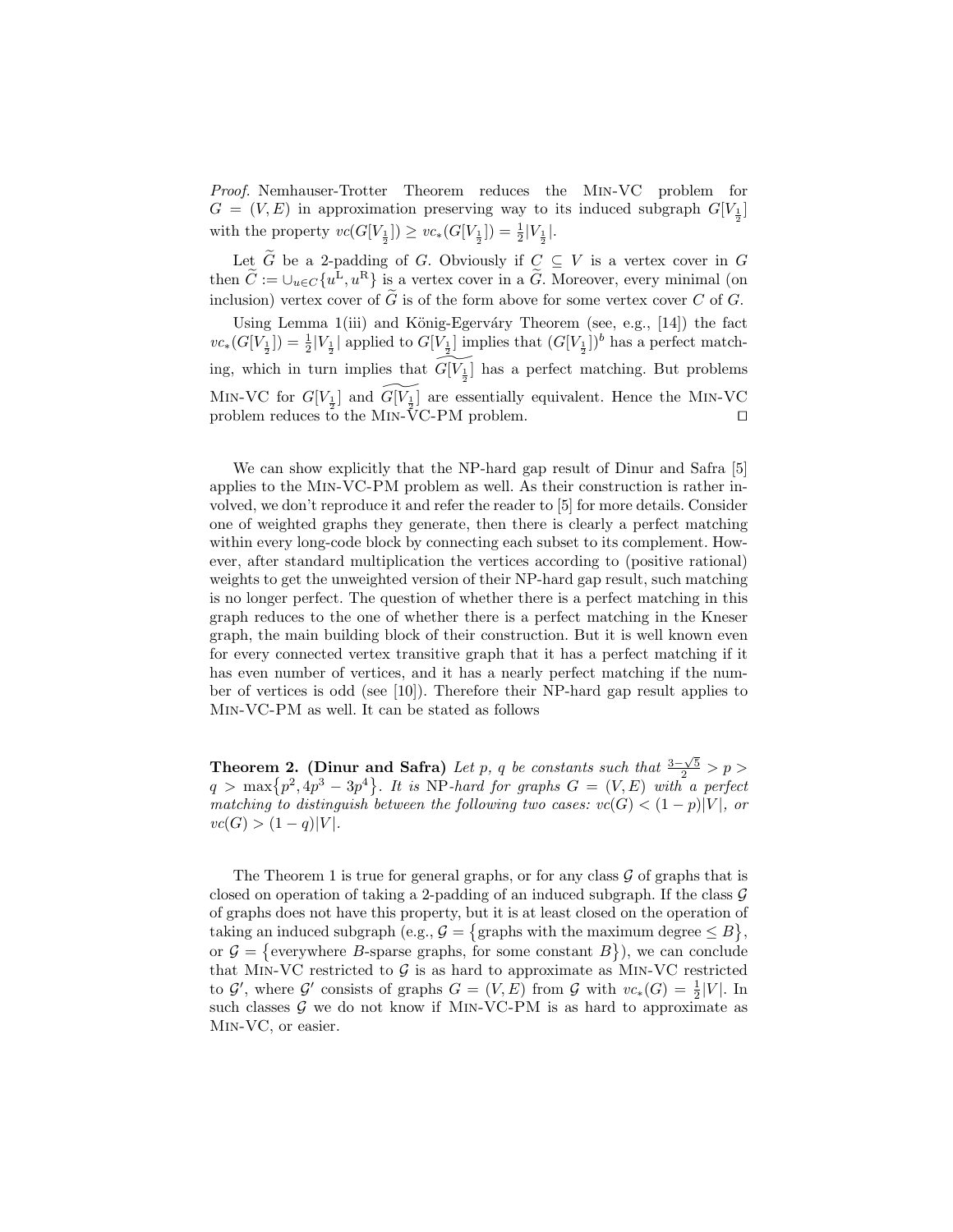*Proof.* Nemhauser-Trotter Theorem reduces the Min-VC problem for $G = (V, E)$ in approximation preserving way to its induced subgraph $G[V_{\frac{1}{2}}]$ with the property $vc(G[V_{\frac{1}{2}}]) \geq vc_*(G[V_{\frac{1}{2}}]) = \frac{1}{2}|V_{\frac{1}{2}}|$.

Let $\widetilde{G}$ be a 2-padding of $G$. Obviously if $C \subseteq V$ is a vertex cover in $G$ then $\widetilde{C} := \cup_{u \in C}\{u^{\mathrm{L}}, u^{\mathrm{R}}\}$ is a vertex cover in a $\widetilde{G}$. Moreover, every minimal (on inclusion) vertex cover of $\widetilde{G}$ is of the form above for some vertex cover $C$ of $G$.

Using Lemma 1(iii) and König-Egerváry Theorem (see, e.g., [14]) the fact $vc_*(G[V_{\frac{1}{2}}]) = \frac{1}{2}|V_{\frac{1}{2}}|$ applied to $G[V_{\frac{1}{2}}]$ implies that $(G[V_{\frac{1}{2}}])^b$ has a perfect matching, which in turn implies that $\widetilde{G[V_{\frac{1}{2}}]}$ has a perfect matching. But problems Min-VC for $G[V_{\frac{1}{2}}]$ and $\widetilde{G[V_{\frac{1}{2}}]}$ are essentially equivalent. Hence the Min-VC problem reduces to the Min-VC-PM problem. ◻

We can show explicitly that the NP-hard gap result of Dinur and Safra [5] applies to the Min-VC-PM problem as well. As their construction is rather involved, we don't reproduce it and refer the reader to [5] for more details. Consider one of weighted graphs they generate, then there is clearly a perfect matching within every long-code block by connecting each subset to its complement. However, after standard multiplication the vertices according to (positive rational) weights to get the unweighted version of their NP-hard gap result, such matching is no longer perfect. The question of whether there is a perfect matching in this graph reduces to the one of whether there is a perfect matching in the Kneser graph, the main building block of their construction. But it is well known even for every connected vertex transitive graph that it has a perfect matching if it has even number of vertices, and it has a nearly perfect matching if the number of vertices is odd (see [10]). Therefore their NP-hard gap result applies to Min-VC-PM as well. It can be stated as follows

**Theorem 2. (Dinur and Safra)** *Let $p$, $q$ be constants such that $\frac{3-\sqrt{5}}{2} > p > q > \max\{p^2, 4p^3 - 3p^4\}$. It is* NP*-hard for graphs $G = (V, E)$ with a perfect matching to distinguish between the following two cases: $vc(G) < (1-p)|V|$, or $vc(G) > (1-q)|V|$.*

The Theorem 1 is true for general graphs, or for any class $\mathcal{G}$ of graphs that is closed on operation of taking a 2-padding of an induced subgraph. If the class $\mathcal{G}$ of graphs does not have this property, but it is at least closed on the operation of taking an induced subgraph (e.g., $\mathcal{G} = \{\text{graphs with the maximum degree} \leq B\}$, or $\mathcal{G} = \{\text{everywhere } B\text{-sparse graphs, for some constant } B\}$), we can conclude that Min-VC restricted to $\mathcal{G}$ is as hard to approximate as Min-VC restricted to $\mathcal{G}'$, where $\mathcal{G}'$ consists of graphs $G = (V, E)$ from $\mathcal{G}$ with $vc_*(G) = \frac{1}{2}|V|$. In such classes $\mathcal{G}$ we do not know if Min-VC-PM is as hard to approximate as Min-VC, or easier.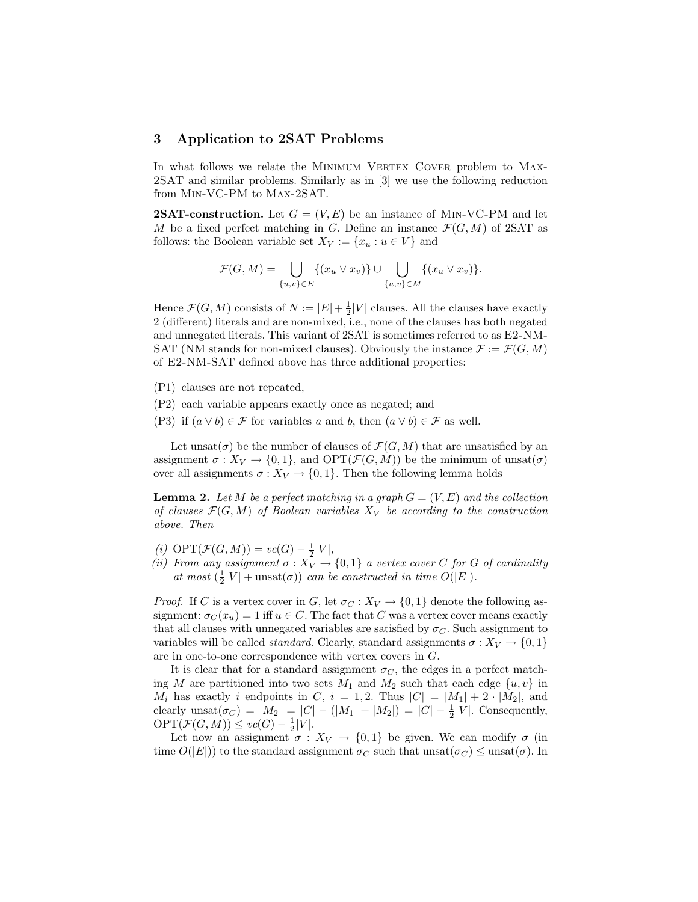## 3 Application to 2SAT Problems

In what follows we relate the Minimum Vertex Cover problem to Max-2SAT and similar problems. Similarly as in [3] we use the following reduction from Min-VC-PM to Max-2SAT.

**2SAT-construction.** Let $G = (V, E)$ be an instance of Min-VC-PM and let $M$ be a fixed perfect matching in $G$. Define an instance $\mathcal{F}(G, M)$ of 2SAT as follows: the Boolean variable set $X_V := \{x_u : u \in V\}$ and

$$\mathcal{F}(G, M) = \bigcup_{\{u,v\} \in E} \{(x_u \vee x_v)\} \cup \bigcup_{\{u,v\} \in M} \{(\overline{x}_u \vee \overline{x}_v)\}.$$

Hence $\mathcal{F}(G, M)$ consists of $N := |E| + \frac{1}{2}|V|$ clauses. All the clauses have exactly 2 (different) literals and are non-mixed, i.e., none of the clauses has both negated and unnegated literals. This variant of 2SAT is sometimes referred to as E2-NM-SAT (NM stands for non-mixed clauses). Obviously the instance $\mathcal{F} := \mathcal{F}(G, M)$ of E2-NM-SAT defined above has three additional properties:

- (P1) clauses are not repeated,
- (P2) each variable appears exactly once as negated; and
- (P3) if $(\overline{a} \vee \overline{b}) \in \mathcal{F}$ for variables $a$ and $b$, then $(a \vee b) \in \mathcal{F}$ as well.

Let $\text{unsat}(\sigma)$ be the number of clauses of $\mathcal{F}(G, M)$ that are unsatisfied by an assignment $\sigma : X_V \to \{0, 1\}$, and $\text{OPT}(\mathcal{F}(G, M))$ be the minimum of $\text{unsat}(\sigma)$ over all assignments $\sigma : X_V \to \{0, 1\}$. Then the following lemma holds

**Lemma 2.** *Let $M$ be a perfect matching in a graph $G = (V, E)$ and the collection of clauses $\mathcal{F}(G, M)$ of Boolean variables $X_V$ be according to the construction above. Then*

*(i)* $\text{OPT}(\mathcal{F}(G, M)) = vc(G) - \frac{1}{2}|V|$,
*(ii) From any assignment $\sigma : X_V \to \{0, 1\}$ a vertex cover $C$ for $G$ of cardinality at most $(\frac{1}{2}|V| + \text{unsat}(\sigma))$ can be constructed in time $O(|E|)$.*

*Proof.* If $C$ is a vertex cover in $G$, let $\sigma_C : X_V \to \{0, 1\}$ denote the following assignment: $\sigma_C(x_u) = 1$ iff $u \in C$. The fact that $C$ was a vertex cover means exactly that all clauses with unnegated variables are satisfied by $\sigma_C$. Such assignment to variables will be called *standard*. Clearly, standard assignments $\sigma : X_V \to \{0, 1\}$ are in one-to-one correspondence with vertex covers in $G$.

It is clear that for a standard assignment $\sigma_C$, the edges in a perfect matching $M$ are partitioned into two sets $M_1$ and $M_2$ such that each edge $\{u, v\}$ in $M_i$ has exactly $i$ endpoints in $C$, $i = 1, 2$. Thus $|C| = |M_1| + 2 \cdot |M_2|$, and clearly $\text{unsat}(\sigma_C) = |M_2| = |C| - (|M_1| + |M_2|) = |C| - \frac{1}{2}|V|$. Consequently, $\text{OPT}(\mathcal{F}(G, M)) \leq vc(G) - \frac{1}{2}|V|$.

Let now an assignment $\sigma : X_V \to \{0, 1\}$ be given. We can modify $\sigma$ (in time $O(|E|)$) to the standard assignment $\sigma_C$ such that $\text{unsat}(\sigma_C) \leq \text{unsat}(\sigma)$. In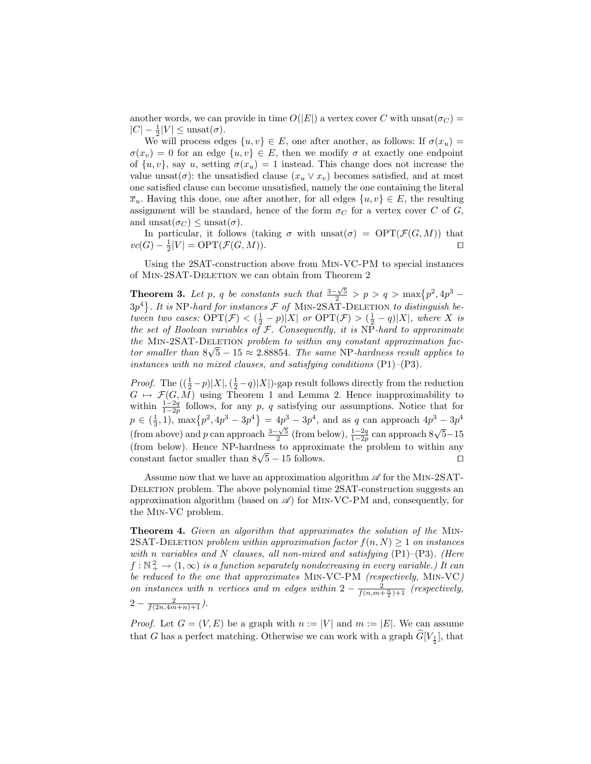another words, we can provide in time $O(|E|)$ a vertex cover $C$ with $\text{unsat}(\sigma_C) = |C| - \frac{1}{2}|V| \leq \text{unsat}(\sigma)$.

We will process edges $\{u, v\} \in E$, one after another, as follows: If $\sigma(x_u) = \sigma(x_v) = 0$ for an edge $\{u, v\} \in E$, then we modify $\sigma$ at exactly one endpoint of $\{u, v\}$, say $u$, setting $\sigma(x_u) = 1$ instead. This change does not increase the value $\text{unsat}(\sigma)$: the unsatisfied clause $(x_u \vee x_v)$ becomes satisfied, and at most one satisfied clause can become unsatisfied, namely the one containing the literal $\overline{x}_u$. Having this done, one after another, for all edges $\{u, v\} \in E$, the resulting assignment will be standard, hence of the form $\sigma_C$ for a vertex cover $C$ of $G$, and $\text{unsat}(\sigma_C) \leq \text{unsat}(\sigma)$.

In particular, it follows (taking $\sigma$ with $\text{unsat}(\sigma) = \text{OPT}(\mathcal{F}(G, M))$ that $vc(G) - \frac{1}{2}|V| = \text{OPT}(\mathcal{F}(G, M))$. ☐

Using the 2SAT-construction above from Min-VC-PM to special instances of Min-2SAT-Deletion we can obtain from Theorem 2

**Theorem 3.** *Let $p$, $q$ be constants such that $\frac{3-\sqrt{5}}{2} > p > q > \max\{p^2, 4p^3 - 3p^4\}$. It is* NP*-hard for instances $\mathcal{F}$ of* Min-2SAT-Deletion *to distinguish between two cases: $\text{OPT}(\mathcal{F}) < (\frac{1}{2} - p)|X|$ or $\text{OPT}(\mathcal{F}) > (\frac{1}{2} - q)|X|$, where $X$ is the set of Boolean variables of $\mathcal{F}$. Consequently, it is* NP*-hard to approximate the* Min-2SAT-Deletion *problem to within any constant approximation factor smaller than $8\sqrt{5} - 15 \approx 2.88854$. The same* NP*-hardness result applies to instances with no mixed clauses, and satisfying conditions* (P1)–(P3)*.*

*Proof.* The $((\frac{1}{2} - p)|X|, (\frac{1}{2} - q)|X|)$-gap result follows directly from the reduction $G \mapsto \mathcal{F}(G, M)$ using Theorem 1 and Lemma 2. Hence inapproximability to within $\frac{1-2q}{1-2p}$ follows, for any $p$, $q$ satisfying our assumptions. Notice that for $p \in (\frac{1}{3}, 1)$, $\max\{p^2, 4p^3 - 3p^4\} = 4p^3 - 3p^4$, and as $q$ can approach $4p^3 - 3p^4$ (from above) and $p$ can approach $\frac{3-\sqrt{5}}{2}$ (from below), $\frac{1-2q}{1-2p}$ can approach $8\sqrt{5} - 15$ (from below). Hence NP-hardness to approximate the problem to within any constant factor smaller than $8\sqrt{5} - 15$ follows. ☐

Assume now that we have an approximation algorithm $\mathscr{A}$ for the Min-2SAT-Deletion problem. The above polynomial time 2SAT-construction suggests an approximation algorithm (based on $\mathscr{A}$) for Min-VC-PM and, consequently, for the Min-VC problem.

**Theorem 4.** *Given an algorithm that approximates the solution of the* Min-2SAT-Deletion *problem within approximation factor $f(n, N) \geq 1$ on instances with $n$ variables and $N$ clauses, all non-mixed and satisfying* (P1)–(P3)*. (Here $f : \mathbb{N}_+^2 \to \langle 1, \infty)$ is a function separately nondecreasing in every variable.) It can be reduced to the one that approximates* Min-VC-PM *(respectively,* Min-VC*) on instances with $n$ vertices and $m$ edges within $2 - \frac{2}{f(n, m+\frac{n}{2})+1}$ (respectively, $2 - \frac{2}{f(2n, 4m+n)+1}$).*

*Proof.* Let $G = (V, E)$ be a graph with $n := |V|$ and $m := |E|$. We can assume that $G$ has a perfect matching. Otherwise we can work with a graph $\widetilde{G}[V_{\frac{1}{2}}]$, that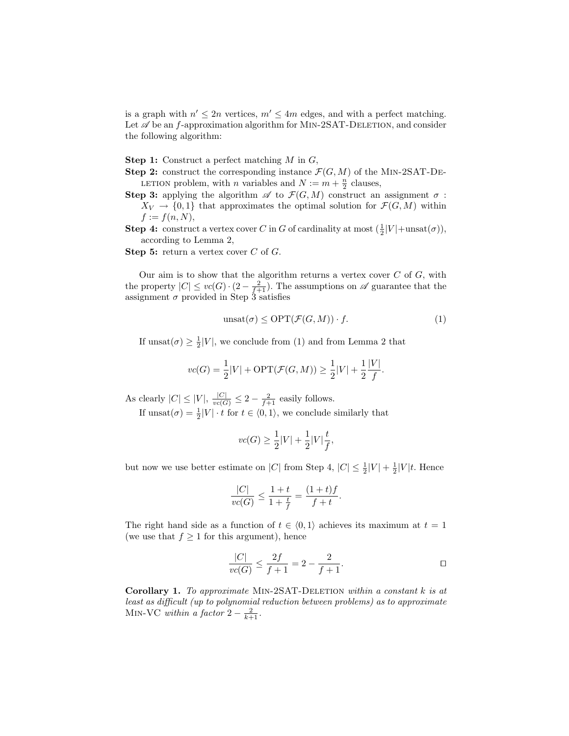is a graph with $n' \leq 2n$ vertices, $m' \leq 4m$ edges, and with a perfect matching. Let $\mathscr{A}$ be an $f$-approximation algorithm for Min-2SAT-Deletion, and consider the following algorithm:

**Step 1:** Construct a perfect matching $M$ in $G$,

**Step 2:** construct the corresponding instance $\mathcal{F}(G, M)$ of the Min-2SAT-Deletion problem, with $n$ variables and $N := m + \frac{n}{2}$ clauses,

**Step 3:** applying the algorithm $\mathscr{A}$ to $\mathcal{F}(G, M)$ construct an assignment $\sigma : X_V \to \{0, 1\}$ that approximates the optimal solution for $\mathcal{F}(G, M)$ within $f := f(n, N)$,

**Step 4:** construct a vertex cover $C$ in $G$ of cardinality at most $(\frac{1}{2}|V| + \text{unsat}(\sigma))$, according to Lemma 2,

**Step 5:** return a vertex cover $C$ of $G$.

Our aim is to show that the algorithm returns a vertex cover $C$ of $G$, with the property $|C| \leq vc(G) \cdot (2 - \frac{2}{f+1})$. The assumptions on $\mathscr{A}$ guarantee that the assignment $\sigma$ provided in Step 3 satisfies

$$\text{unsat}(\sigma) \leq \text{OPT}(\mathcal{F}(G, M)) \cdot f. \tag{1}$$

If $\text{unsat}(\sigma) \geq \frac{1}{2}|V|$, we conclude from (1) and from Lemma 2 that

$$vc(G) = \frac{1}{2}|V| + \text{OPT}(\mathcal{F}(G, M)) \geq \frac{1}{2}|V| + \frac{1}{2}\frac{|V|}{f}.$$

As clearly $|C| \leq |V|$, $\frac{|C|}{vc(G)} \leq 2 - \frac{2}{f+1}$ easily follows.

If $\text{unsat}(\sigma) = \frac{1}{2}|V| \cdot t$ for $t \in \langle 0, 1 \rangle$, we conclude similarly that

$$vc(G) \geq \frac{1}{2}|V| + \frac{1}{2}|V|\frac{t}{f},$$

but now we use better estimate on $|C|$ from Step 4, $|C| \leq \frac{1}{2}|V| + \frac{1}{2}|V|t$. Hence

$$\frac{|C|}{vc(G)} \leq \frac{1 + t}{1 + \frac{t}{f}} = \frac{(1 + t)f}{f + t}.$$

The right hand side as a function of $t \in \langle 0, 1 \rangle$ achieves its maximum at $t = 1$ (we use that $f \geq 1$ for this argument), hence

$$\frac{|C|}{vc(G)} \leq \frac{2f}{f + 1} = 2 - \frac{2}{f + 1}.$$

□

**Corollary 1.** *To approximate* Min-2SAT-Deletion *within a constant $k$ is at least as difficult (up to polynomial reduction between problems) as to approximate* Min-VC *within a factor $2 - \frac{2}{k+1}$.*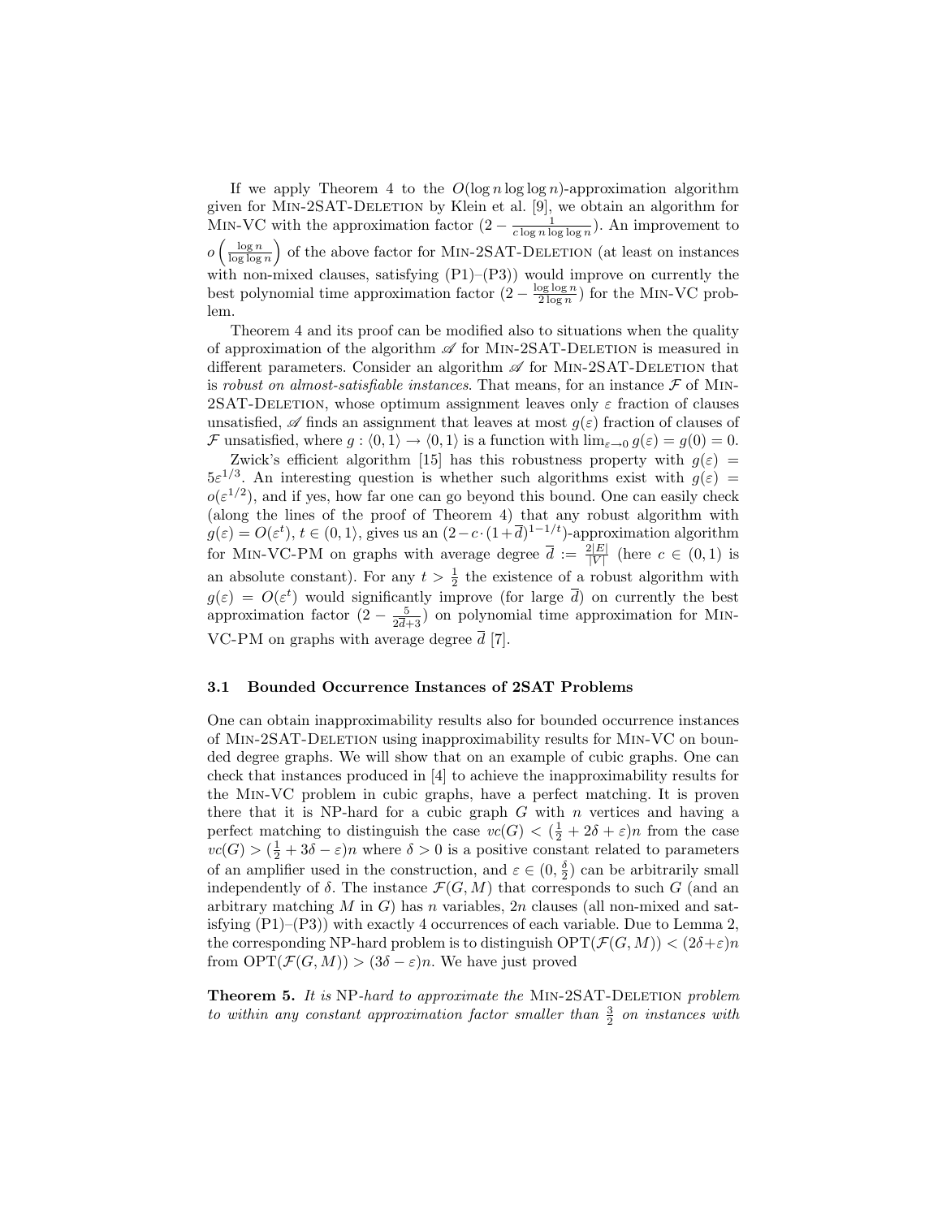If we apply Theorem 4 to the $O(\log n \log\log n)$-approximation algorithm given for Min-2SAT-Deletion by Klein et al. [9], we obtain an algorithm for Min-VC with the approximation factor $(2 - \frac{1}{c \log n \log\log n})$. An improvement to $o\left(\frac{\log n}{\log\log n}\right)$ of the above factor for Min-2SAT-Deletion (at least on instances with non-mixed clauses, satisfying (P1)–(P3)) would improve on currently the best polynomial time approximation factor $(2 - \frac{\log\log n}{2\log n})$ for the Min-VC problem.

Theorem 4 and its proof can be modified also to situations when the quality of approximation of the algorithm $\mathscr{A}$ for Min-2SAT-Deletion is measured in different parameters. Consider an algorithm $\mathscr{A}$ for Min-2SAT-Deletion that is *robust on almost-satisfiable instances*. That means, for an instance $\mathcal{F}$ of Min-2SAT-Deletion, whose optimum assignment leaves only $\varepsilon$ fraction of clauses unsatisfied, $\mathscr{A}$ finds an assignment that leaves at most $g(\varepsilon)$ fraction of clauses of $\mathcal{F}$ unsatisfied, where $g : \langle 0, 1\rangle \to \langle 0, 1\rangle$ is a function with $\lim_{\varepsilon\to 0} g(\varepsilon) = g(0) = 0$.

Zwick's efficient algorithm [15] has this robustness property with $g(\varepsilon) = 5\varepsilon^{1/3}$. An interesting question is whether such algorithms exist with $g(\varepsilon) = o(\varepsilon^{1/2})$, and if yes, how far one can go beyond this bound. One can easily check (along the lines of the proof of Theorem 4) that any robust algorithm with $g(\varepsilon) = O(\varepsilon^t)$, $t \in (0, 1\rangle$, gives us an $(2 - c\cdot(1+\overline{d})^{1-1/t})$-approximation algorithm for Min-VC-PM on graphs with average degree $\overline{d} := \frac{2|E|}{|V|}$ (here $c \in (0, 1)$ is an absolute constant). For any $t > \frac{1}{2}$ the existence of a robust algorithm with $g(\varepsilon) = O(\varepsilon^t)$ would significantly improve (for large $\overline{d}$) on currently the best approximation factor $(2 - \frac{5}{2\overline{d}+3})$ on polynomial time approximation for Min-VC-PM on graphs with average degree $\overline{d}$ [7].

### 3.1 Bounded Occurrence Instances of 2SAT Problems

One can obtain inapproximability results also for bounded occurrence instances of Min-2SAT-Deletion using inapproximability results for Min-VC on bounded degree graphs. We will show that on an example of cubic graphs. One can check that instances produced in [4] to achieve the inapproximability results for the Min-VC problem in cubic graphs, have a perfect matching. It is proven there that it is NP-hard for a cubic graph $G$ with $n$ vertices and having a perfect matching to distinguish the case $vc(G) < (\frac{1}{2} + 2\delta + \varepsilon)n$ from the case $vc(G) > (\frac{1}{2} + 3\delta - \varepsilon)n$ where $\delta > 0$ is a positive constant related to parameters of an amplifier used in the construction, and $\varepsilon \in (0, \frac{\delta}{2})$ can be arbitrarily small independently of $\delta$. The instance $\mathcal{F}(G, M)$ that corresponds to such $G$ (and an arbitrary matching $M$ in $G$) has $n$ variables, $2n$ clauses (all non-mixed and satisfying (P1)–(P3)) with exactly 4 occurrences of each variable. Due to Lemma 2, the corresponding NP-hard problem is to distinguish $\mathrm{OPT}(\mathcal{F}(G, M)) < (2\delta+\varepsilon)n$ from $\mathrm{OPT}(\mathcal{F}(G, M)) > (3\delta - \varepsilon)n$. We have just proved

**Theorem 5.** *It is* NP*-hard to approximate the* Min-2SAT-Deletion *problem to within any constant approximation factor smaller than* $\frac{3}{2}$ *on instances with*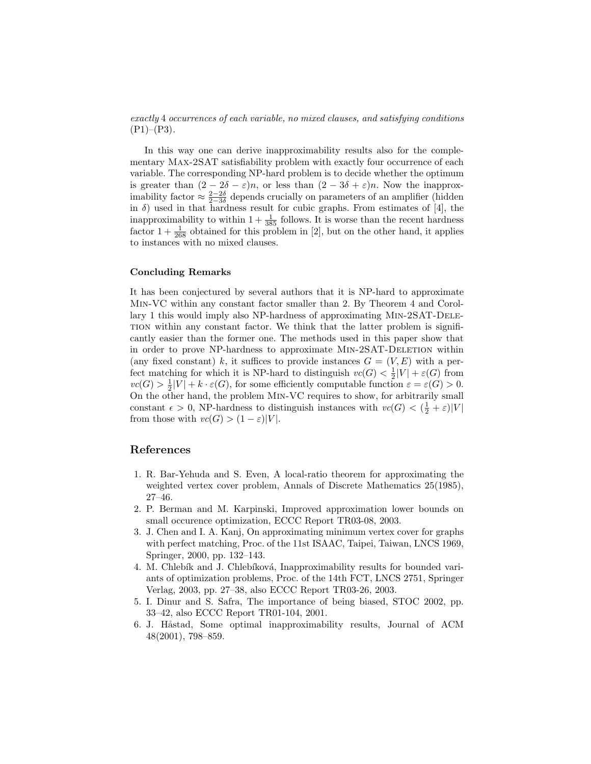*exactly* 4 *occurrences of each variable, no mixed clauses, and satisfying conditions* (P1)–(P3).

In this way one can derive inapproximability results also for the complementary Max-2SAT satisfiability problem with exactly four occurrence of each variable. The corresponding NP-hard problem is to decide whether the optimum is greater than $(2 - 2\delta - \varepsilon)n$, or less than $(2 - 3\delta + \varepsilon)n$. Now the inapproximability factor $\approx \frac{2-2\delta}{2-3\delta}$ depends crucially on parameters of an amplifier (hidden in $\delta$) used in that hardness result for cubic graphs. From estimates of [4], the inapproximability to within $1 + \frac{1}{385}$ follows. It is worse than the recent hardness factor $1 + \frac{1}{268}$ obtained for this problem in [2], but on the other hand, it applies to instances with no mixed clauses.

### Concluding Remarks

It has been conjectured by several authors that it is NP-hard to approximate Min-VC within any constant factor smaller than 2. By Theorem 4 and Corollary 1 this would imply also NP-hardness of approximating Min-2SAT-Deletion within any constant factor. We think that the latter problem is significantly easier than the former one. The methods used in this paper show that in order to prove NP-hardness to approximate Min-2SAT-Deletion within (any fixed constant) $k$, it suffices to provide instances $G = (V, E)$ with a perfect matching for which it is NP-hard to distinguish $vc(G) < \frac{1}{2}|V| + \varepsilon(G)$ from $vc(G) > \frac{1}{2}|V| + k \cdot \varepsilon(G)$, for some efficiently computable function $\varepsilon = \varepsilon(G) > 0$. On the other hand, the problem Min-VC requires to show, for arbitrarily small constant $\epsilon > 0$, NP-hardness to distinguish instances with $vc(G) < (\frac{1}{2} + \varepsilon)|V|$ from those with $vc(G) > (1 - \varepsilon)|V|$.

## References

1. R. Bar-Yehuda and S. Even, A local-ratio theorem for approximating the weighted vertex cover problem, Annals of Discrete Mathematics 25(1985), 27–46.
2. P. Berman and M. Karpinski, Improved approximation lower bounds on small occurence optimization, ECCC Report TR03-08, 2003.
3. J. Chen and I. A. Kanj, On approximating minimum vertex cover for graphs with perfect matching, Proc. of the 11st ISAAC, Taipei, Taiwan, LNCS 1969, Springer, 2000, pp. 132–143.
4. M. Chlebík and J. Chlebíková, Inapproximability results for bounded variants of optimization problems, Proc. of the 14th FCT, LNCS 2751, Springer Verlag, 2003, pp. 27–38, also ECCC Report TR03-26, 2003.
5. I. Dinur and S. Safra, The importance of being biased, STOC 2002, pp. 33–42, also ECCC Report TR01-104, 2001.
6. J. Håstad, Some optimal inapproximability results, Journal of ACM 48(2001), 798–859.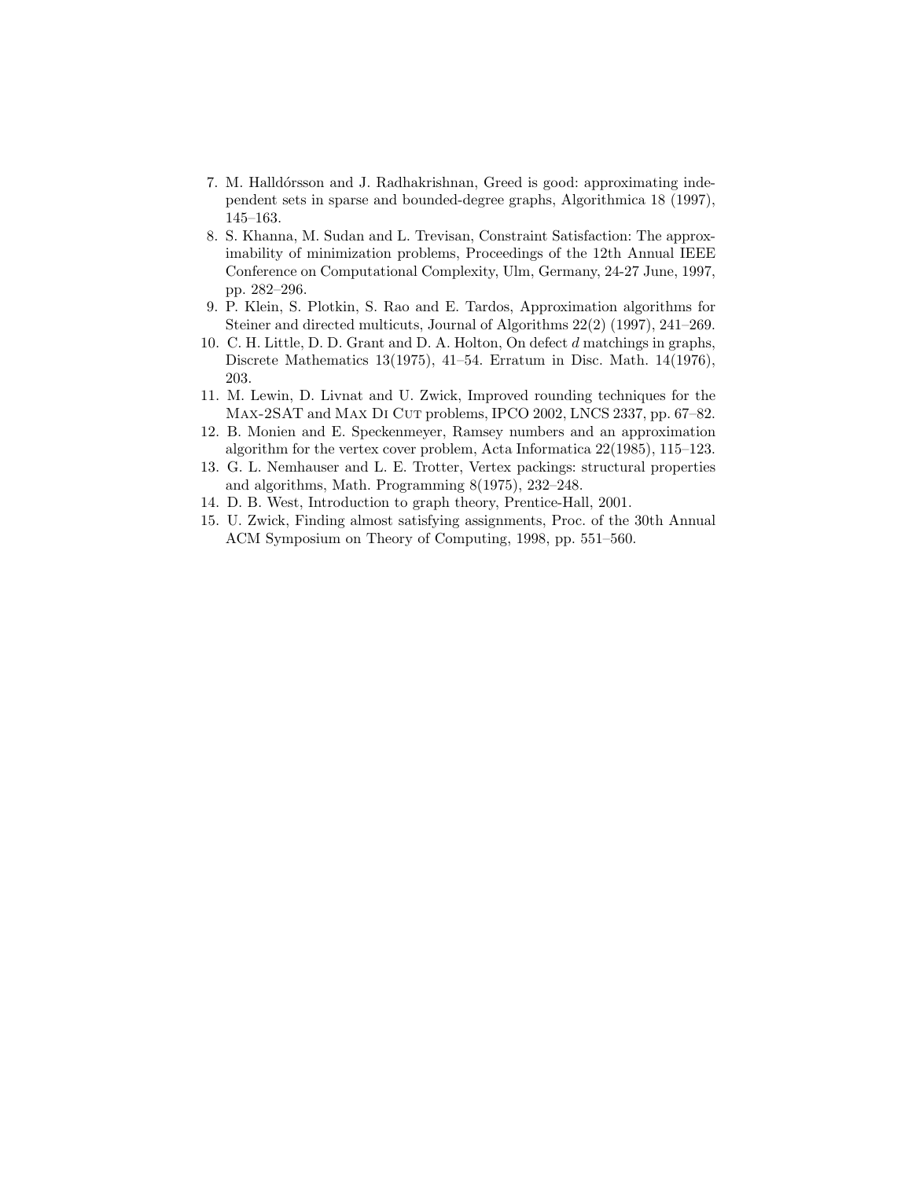7. M. Halldórsson and J. Radhakrishnan, Greed is good: approximating independent sets in sparse and bounded-degree graphs, Algorithmica 18 (1997), 145–163.
8. S. Khanna, M. Sudan and L. Trevisan, Constraint Satisfaction: The approximability of minimization problems, Proceedings of the 12th Annual IEEE Conference on Computational Complexity, Ulm, Germany, 24-27 June, 1997, pp. 282–296.
9. P. Klein, S. Plotkin, S. Rao and E. Tardos, Approximation algorithms for Steiner and directed multicuts, Journal of Algorithms 22(2) (1997), 241–269.
10. C. H. Little, D. D. Grant and D. A. Holton, On defect $d$ matchings in graphs, Discrete Mathematics 13(1975), 41–54. Erratum in Disc. Math. 14(1976), 203.
11. M. Lewin, D. Livnat and U. Zwick, Improved rounding techniques for the Max-2SAT and Max Di Cut problems, IPCO 2002, LNCS 2337, pp. 67–82.
12. B. Monien and E. Speckenmeyer, Ramsey numbers and an approximation algorithm for the vertex cover problem, Acta Informatica 22(1985), 115–123.
13. G. L. Nemhauser and L. E. Trotter, Vertex packings: structural properties and algorithms, Math. Programming 8(1975), 232–248.
14. D. B. West, Introduction to graph theory, Prentice-Hall, 2001.
15. U. Zwick, Finding almost satisfying assignments, Proc. of the 30th Annual ACM Symposium on Theory of Computing, 1998, pp. 551–560.